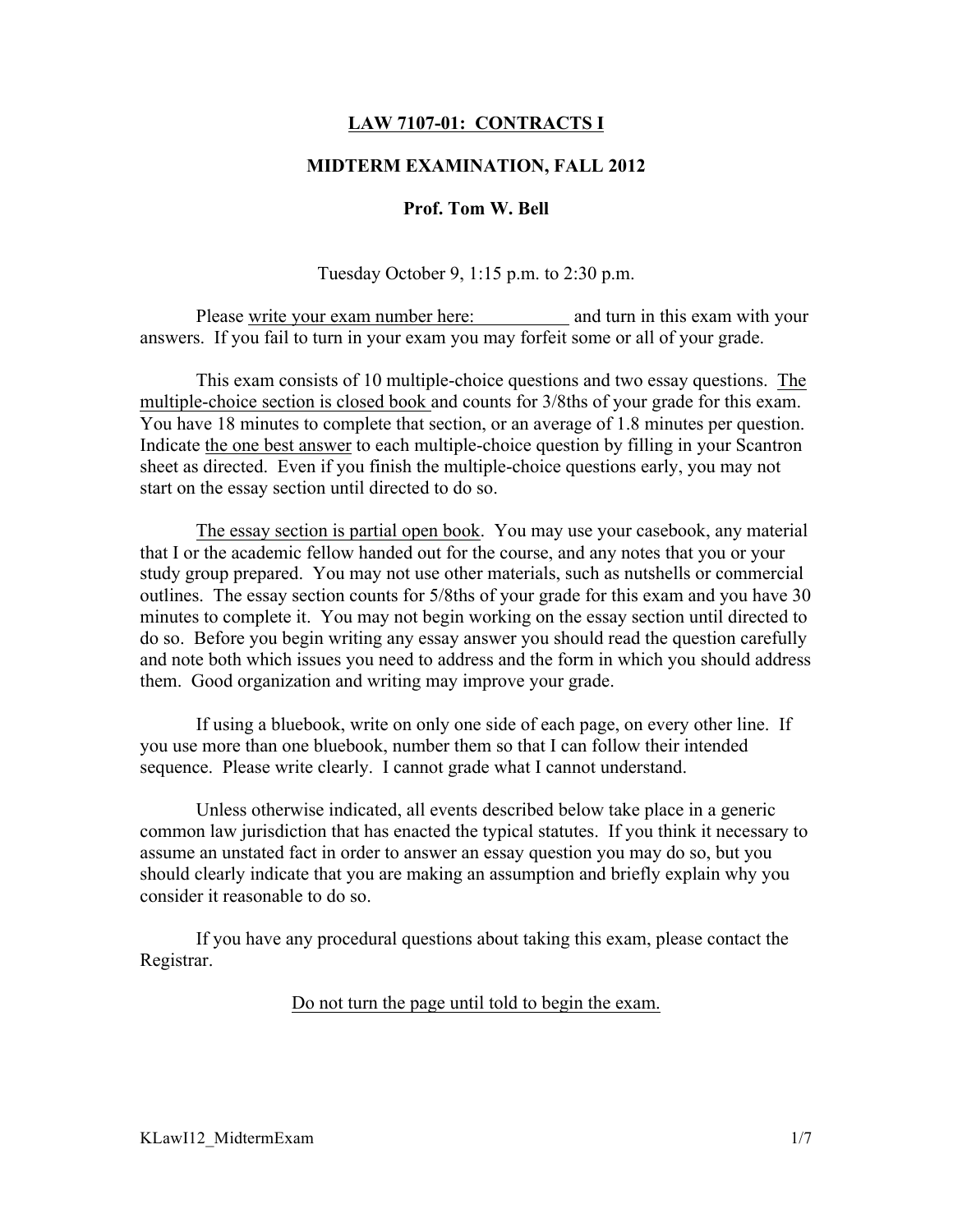# LAW 7107-01: CONTRACTS I

## MIDTERM EXAMINATION, FALL 2012

### Prof. Tom W. Bell

Tuesday October 9, 1:15 p.m. to 2:30 p.m.

Please write your exam number here: __________ and turn in this exam with your answers. If you fail to turn in your exam you may forfeit some or all of your grade.

This exam consists of 10 multiple-choice questions and two essay questions. The multiple-choice section is closed book and counts for 3/8ths of your grade for this exam. You have 18 minutes to complete that section, or an average of 1.8 minutes per question. Indicate the one best answer to each multiple-choice question by filling in your Scantron sheet as directed. Even if you finish the multiple-choice questions early, you may not start on the essay section until directed to do so.

The essay section is partial open book. You may use your casebook, any material that I or the academic fellow handed out for the course, and any notes that you or your study group prepared. You may not use other materials, such as nutshells or commercial outlines. The essay section counts for 5/8ths of your grade for this exam and you have 30 minutes to complete it. You may not begin working on the essay section until directed to do so. Before you begin writing any essay answer you should read the question carefully and note both which issues you need to address and the form in which you should address them. Good organization and writing may improve your grade.

If using a bluebook, write on only one side of each page, on every other line. If you use more than one bluebook, number them so that I can follow their intended sequence. Please write clearly. I cannot grade what I cannot understand.

Unless otherwise indicated, all events described below take place in a generic common law jurisdiction that has enacted the typical statutes. If you think it necessary to assume an unstated fact in order to answer an essay question you may do so, but you should clearly indicate that you are making an assumption and briefly explain why you consider it reasonable to do so.

If you have any procedural questions about taking this exam, please contact the Registrar.

Do not turn the page until told to begin the exam.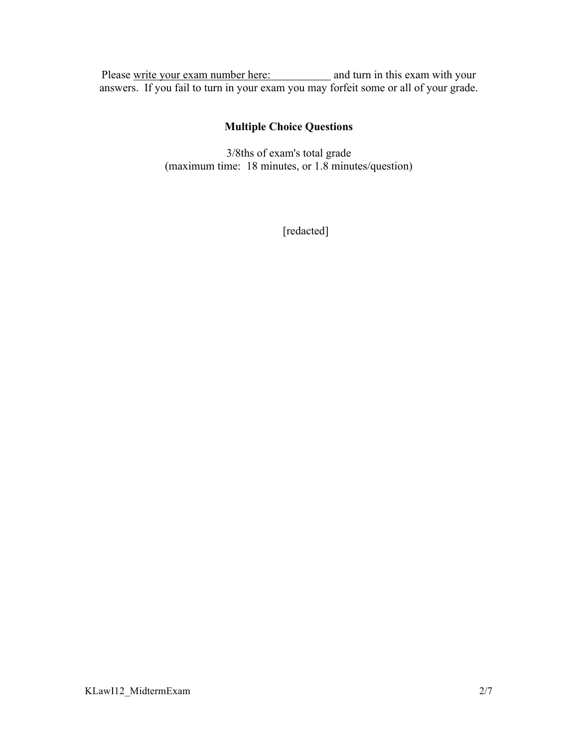Please <u>write your exam number here: \_\_\_\_\_\_\_\_\_\_\_</u> and turn in this exam with your answers. If you fail to turn in your exam you may forfeit some or all of your grade.

## Multiple Choice Questions

3/8ths of exam's total grade
(maximum time: 18 minutes, or 1.8 minutes/question)

[redacted]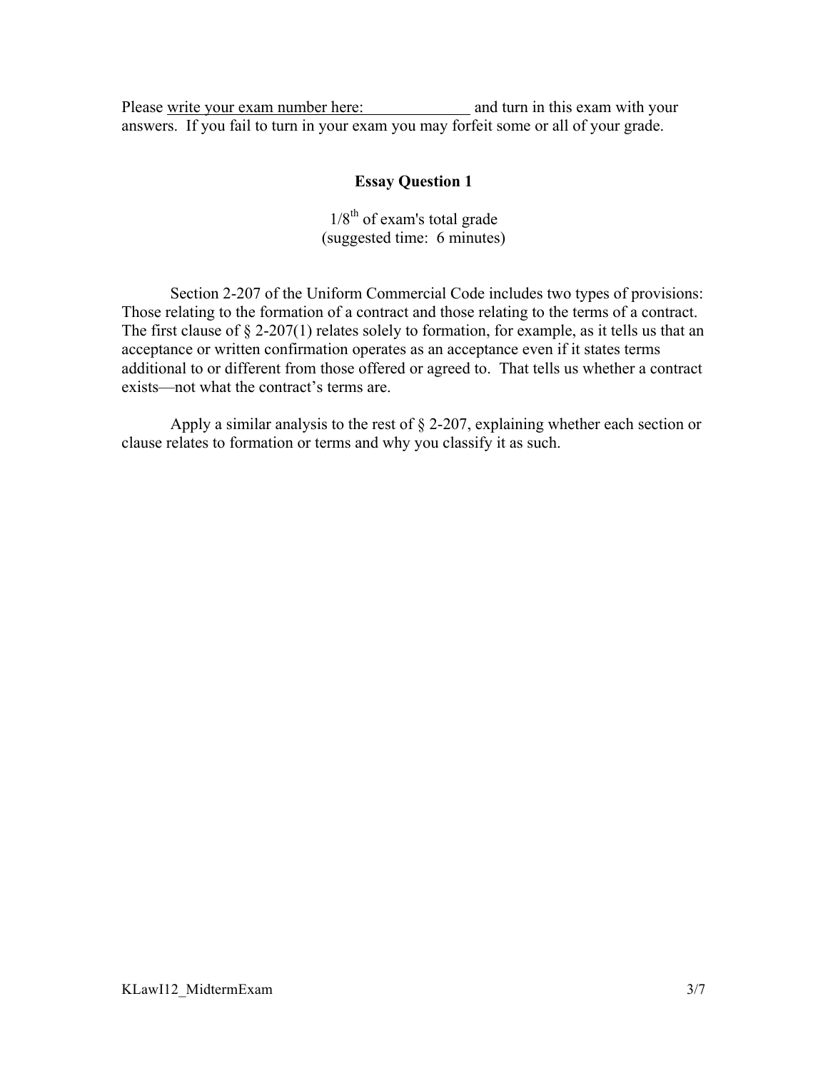Please <u>write your exam number here: ______________</u> and turn in this exam with your answers. If you fail to turn in your exam you may forfeit some or all of your grade.

## Essay Question 1

1/8th of exam's total grade
(suggested time: 6 minutes)

Section 2-207 of the Uniform Commercial Code includes two types of provisions: Those relating to the formation of a contract and those relating to the terms of a contract. The first clause of § 2-207(1) relates solely to formation, for example, as it tells us that an acceptance or written confirmation operates as an acceptance even if it states terms additional to or different from those offered or agreed to. That tells us whether a contract exists—not what the contract's terms are.

Apply a similar analysis to the rest of § 2-207, explaining whether each section or clause relates to formation or terms and why you classify it as such.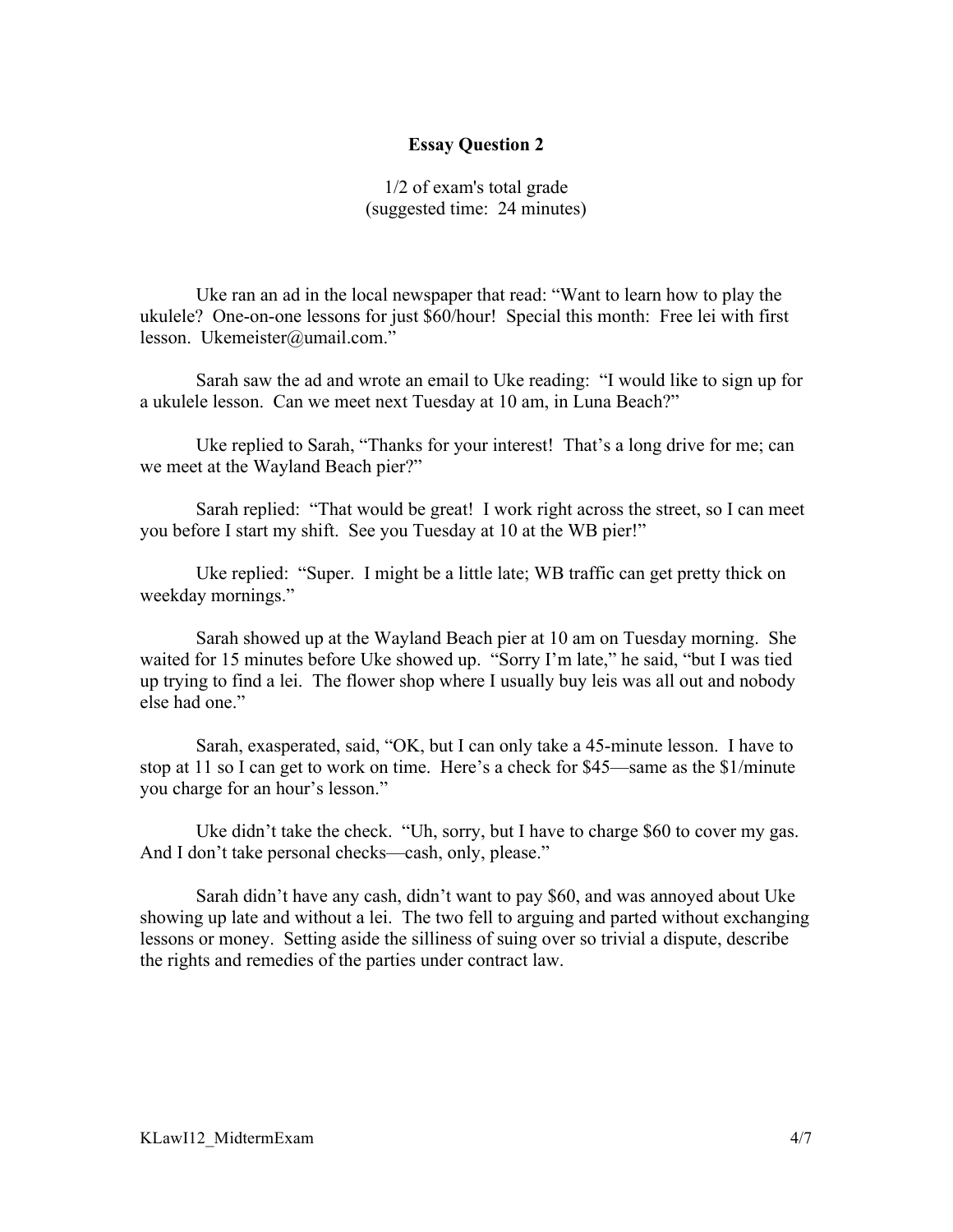**Essay Question 2**

1/2 of exam's total grade
(suggested time: 24 minutes)

Uke ran an ad in the local newspaper that read: "Want to learn how to play the ukulele? One-on-one lessons for just $60/hour! Special this month: Free lei with first lesson. Ukemeister@umail.com."

Sarah saw the ad and wrote an email to Uke reading: "I would like to sign up for a ukulele lesson. Can we meet next Tuesday at 10 am, in Luna Beach?"

Uke replied to Sarah, "Thanks for your interest! That's a long drive for me; can we meet at the Wayland Beach pier?"

Sarah replied: "That would be great! I work right across the street, so I can meet you before I start my shift. See you Tuesday at 10 at the WB pier!"

Uke replied: "Super. I might be a little late; WB traffic can get pretty thick on weekday mornings."

Sarah showed up at the Wayland Beach pier at 10 am on Tuesday morning. She waited for 15 minutes before Uke showed up. "Sorry I'm late," he said, "but I was tied up trying to find a lei. The flower shop where I usually buy leis was all out and nobody else had one."

Sarah, exasperated, said, "OK, but I can only take a 45-minute lesson. I have to stop at 11 so I can get to work on time. Here's a check for $45—same as the $1/minute you charge for an hour's lesson."

Uke didn't take the check. "Uh, sorry, but I have to charge $60 to cover my gas. And I don't take personal checks—cash, only, please."

Sarah didn't have any cash, didn't want to pay $60, and was annoyed about Uke showing up late and without a lei. The two fell to arguing and parted without exchanging lessons or money. Setting aside the silliness of suing over so trivial a dispute, describe the rights and remedies of the parties under contract law.